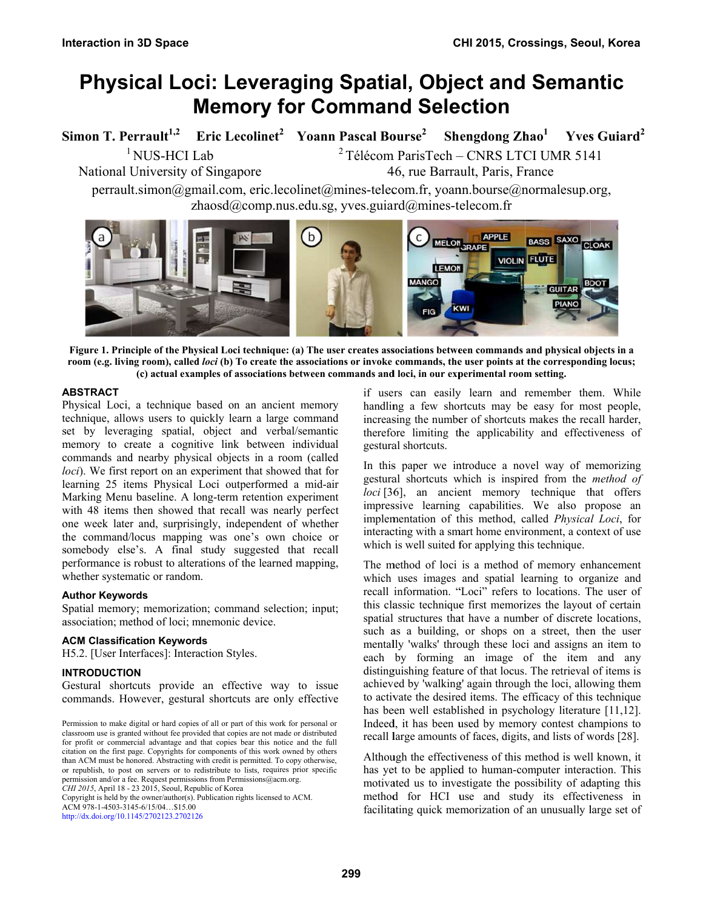# Physical Loci: Leveraging Spatial, Object and Semantic Memory for Command Selection

**Simon T. Perrault**[1,2] **Eric Lecolinet**[2] **Yoann Pascal Bourse**[2] **Shengdong Zhao**[1] **Yves Guiard**[2]

[1] NUS-HCI Lab
National University of Singapore

[2] Télécom ParisTech – CNRS LTCI UMR 5141
46, rue Barrault, Paris, France

perrault.simon@gmail.com, eric.lecolinet@mines-telecom.fr, yoann.bourse@normalesup.org, zhaosd@comp.nus.edu.sg, yves.guiard@mines-telecom.fr

**Figure 1. Principle of the Physical Loci technique: (a) The user creates associations between commands and physical objects in a room (e.g. living room), called *loci* (b) To create the associations or invoke commands, the user points at the corresponding locus; (c) actual examples of associations between commands and loci, in our experimental room setting.**

## ABSTRACT

Physical Loci, a technique based on an ancient memory technique, allows users to quickly learn a large command set by leveraging spatial, object and verbal/semantic memory to create a cognitive link between individual commands and nearby physical objects in a room (called *loci*). We first report on an experiment that showed that for learning 25 items Physical Loci outperformed a mid-air Marking Menu baseline. A long-term retention experiment with 48 items then showed that recall was nearly perfect one week later and, surprisingly, independent of whether the command/locus mapping was one's own choice or somebody else's. A final study suggested that recall performance is robust to alterations of the learned mapping, whether systematic or random.

### Author Keywords

Spatial memory; memorization; command selection; input; association; method of loci; mnemonic device.

### ACM Classification Keywords

H5.2. [User Interfaces]: Interaction Styles.

## INTRODUCTION

Gestural shortcuts provide an effective way to issue commands. However, gestural shortcuts are only effective if users can easily learn and remember them. While handling a few shortcuts may be easy for most people, increasing the number of shortcuts makes the recall harder, therefore limiting the applicability and effectiveness of gestural shortcuts.

In this paper we introduce a novel way of memorizing gestural shortcuts which is inspired from the *method of loci* [36], an ancient memory technique that offers impressive learning capabilities. We also propose an implementation of this method, called *Physical Loci*, for interacting with a smart home environment, a context of use which is well suited for applying this technique.

The method of loci is a method of memory enhancement which uses images and spatial learning to organize and recall information. "Loci" refers to locations. The user of this classic technique first memorizes the layout of certain spatial structures that have a number of discrete locations, such as a building, or shops on a street, then the user mentally 'walks' through these loci and assigns an item to each by forming an image of the item and any distinguishing feature of that locus. The retrieval of items is achieved by 'walking' again through the loci, allowing them to activate the desired items. The efficacy of this technique has been well established in psychology literature [11,12]. Indeed, it has been used by memory contest champions to recall large amounts of faces, digits, and lists of words [28].

Although the effectiveness of this method is well known, it has yet to be applied to human-computer interaction. This motivated us to investigate the possibility of adapting this method for HCI use and study its effectiveness in facilitating quick memorization of an unusually large set of

Permission to make digital or hard copies of all or part of this work for personal or classroom use is granted without fee provided that copies are not made or distributed for profit or commercial advantage and that copies bear this notice and the full citation on the first page. Copyrights for components of this work owned by others than ACM must be honored. Abstracting with credit is permitted. To copy otherwise, or republish, to post on servers or to redistribute to lists, requires prior specific permission and/or a fee. Request permissions from Permissions@acm.org.
*CHI 2015*, April 18 - 23 2015, Seoul, Republic of Korea
Copyright is held by the owner/author(s). Publication rights licensed to ACM.
ACM 978-1-4503-3145-6/15/04…$15.00
http://dx.doi.org/10.1145/2702123.2702126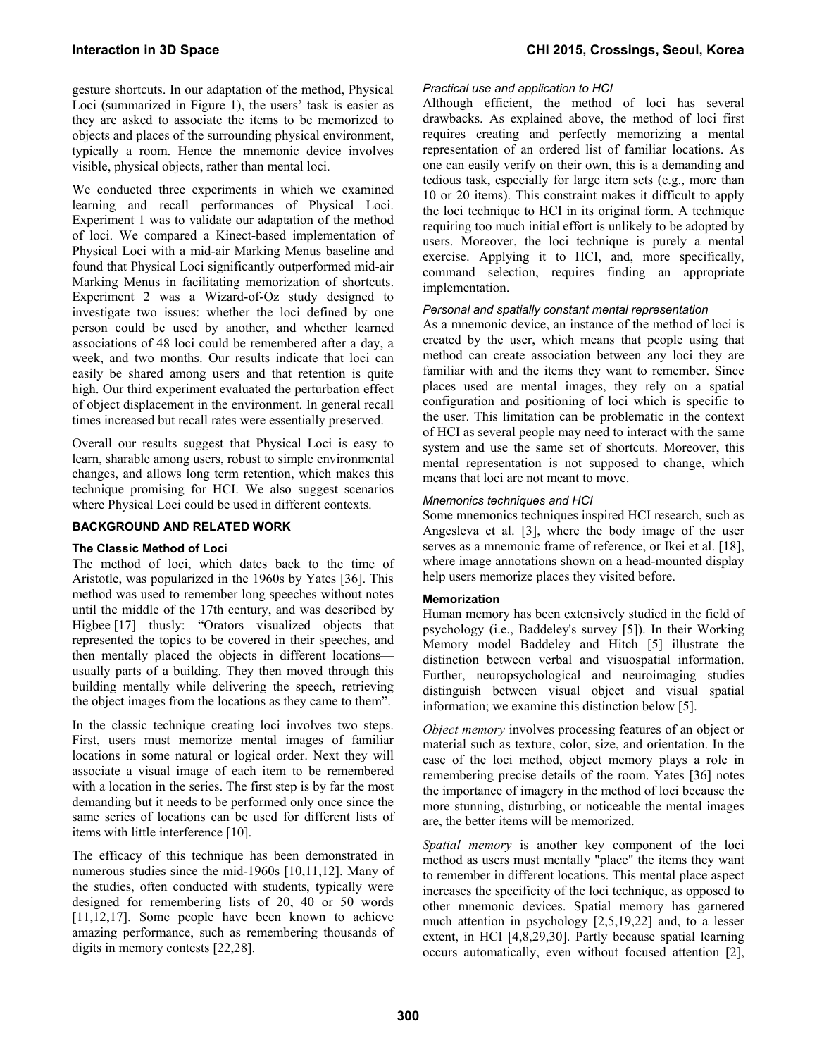gesture shortcuts. In our adaptation of the method, Physical Loci (summarized in Figure 1), the users' task is easier as they are asked to associate the items to be memorized to objects and places of the surrounding physical environment, typically a room. Hence the mnemonic device involves visible, physical objects, rather than mental loci.

We conducted three experiments in which we examined learning and recall performances of Physical Loci. Experiment 1 was to validate our adaptation of the method of loci. We compared a Kinect-based implementation of Physical Loci with a mid-air Marking Menus baseline and found that Physical Loci significantly outperformed mid-air Marking Menus in facilitating memorization of shortcuts. Experiment 2 was a Wizard-of-Oz study designed to investigate two issues: whether the loci defined by one person could be used by another, and whether learned associations of 48 loci could be remembered after a day, a week, and two months. Our results indicate that loci can easily be shared among users and that retention is quite high. Our third experiment evaluated the perturbation effect of object displacement in the environment. In general recall times increased but recall rates were essentially preserved.

Overall our results suggest that Physical Loci is easy to learn, sharable among users, robust to simple environmental changes, and allows long term retention, which makes this technique promising for HCI. We also suggest scenarios where Physical Loci could be used in different contexts.

## BACKGROUND AND RELATED WORK

### The Classic Method of Loci

The method of loci, which dates back to the time of Aristotle, was popularized in the 1960s by Yates [36]. This method was used to remember long speeches without notes until the middle of the 17th century, and was described by Higbee [17] thusly: "Orators visualized objects that represented the topics to be covered in their speeches, and then mentally placed the objects in different locations—usually parts of a building. They then moved through this building mentally while delivering the speech, retrieving the object images from the locations as they came to them".

In the classic technique creating loci involves two steps. First, users must memorize mental images of familiar locations in some natural or logical order. Next they will associate a visual image of each item to be remembered with a location in the series. The first step is by far the most demanding but it needs to be performed only once since the same series of locations can be used for different lists of items with little interference [10].

The efficacy of this technique has been demonstrated in numerous studies since the mid-1960s [10,11,12]. Many of the studies, often conducted with students, typically were designed for remembering lists of 20, 40 or 50 words [11,12,17]. Some people have been known to achieve amazing performance, such as remembering thousands of digits in memory contests [22,28].

#### *Practical use and application to HCI*

Although efficient, the method of loci has several drawbacks. As explained above, the method of loci first requires creating and perfectly memorizing a mental representation of an ordered list of familiar locations. As one can easily verify on their own, this is a demanding and tedious task, especially for large item sets (e.g., more than 10 or 20 items). This constraint makes it difficult to apply the loci technique to HCI in its original form. A technique requiring too much initial effort is unlikely to be adopted by users. Moreover, the loci technique is purely a mental exercise. Applying it to HCI, and, more specifically, command selection, requires finding an appropriate implementation.

#### *Personal and spatially constant mental representation*

As a mnemonic device, an instance of the method of loci is created by the user, which means that people using that method can create association between any loci they are familiar with and the items they want to remember. Since places used are mental images, they rely on a spatial configuration and positioning of loci which is specific to the user. This limitation can be problematic in the context of HCI as several people may need to interact with the same system and use the same set of shortcuts. Moreover, this mental representation is not supposed to change, which means that loci are not meant to move.

#### *Mnemonics techniques and HCI*

Some mnemonics techniques inspired HCI research, such as Angesleva et al. [3], where the body image of the user serves as a mnemonic frame of reference, or Ikei et al. [18], where image annotations shown on a head-mounted display help users memorize places they visited before.

### Memorization

Human memory has been extensively studied in the field of psychology (i.e., Baddeley's survey [5]). In their Working Memory model Baddeley and Hitch [5] illustrate the distinction between verbal and visuospatial information. Further, neuropsychological and neuroimaging studies distinguish between visual object and visual spatial information; we examine this distinction below [5].

*Object memory* involves processing features of an object or material such as texture, color, size, and orientation. In the case of the loci method, object memory plays a role in remembering precise details of the room. Yates [36] notes the importance of imagery in the method of loci because the more stunning, disturbing, or noticeable the mental images are, the better items will be memorized.

*Spatial memory* is another key component of the loci method as users must mentally "place" the items they want to remember in different locations. This mental place aspect increases the specificity of the loci technique, as opposed to other mnemonic devices. Spatial memory has garnered much attention in psychology [2,5,19,22] and, to a lesser extent, in HCI [4,8,29,30]. Partly because spatial learning occurs automatically, even without focused attention [2],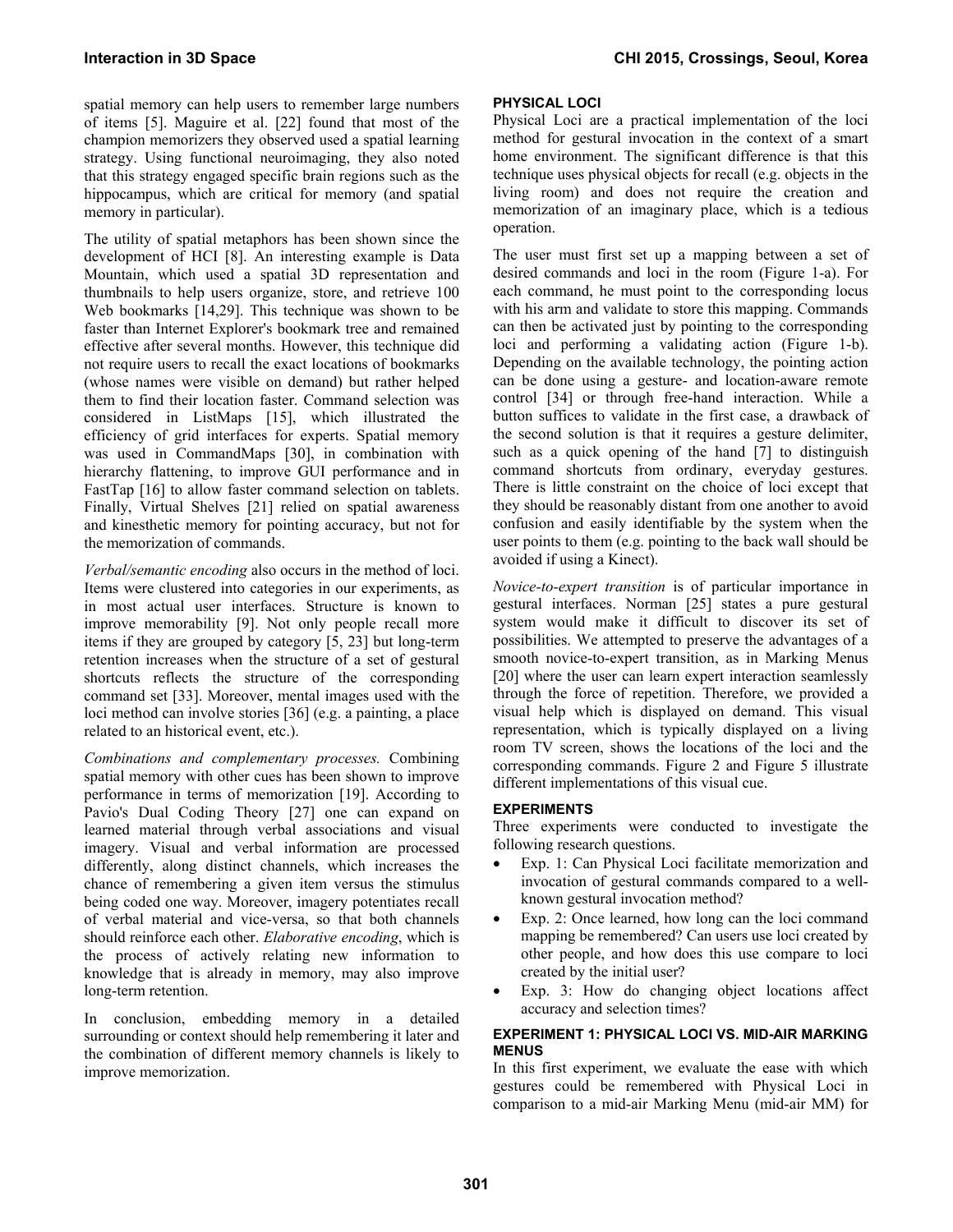spatial memory can help users to remember large numbers of items [5]. Maguire et al. [22] found that most of the champion memorizers they observed used a spatial learning strategy. Using functional neuroimaging, they also noted that this strategy engaged specific brain regions such as the hippocampus, which are critical for memory (and spatial memory in particular).

The utility of spatial metaphors has been shown since the development of HCI [8]. An interesting example is Data Mountain, which used a spatial 3D representation and thumbnails to help users organize, store, and retrieve 100 Web bookmarks [14,29]. This technique was shown to be faster than Internet Explorer's bookmark tree and remained effective after several months. However, this technique did not require users to recall the exact locations of bookmarks (whose names were visible on demand) but rather helped them to find their location faster. Command selection was considered in ListMaps [15], which illustrated the efficiency of grid interfaces for experts. Spatial memory was used in CommandMaps [30], in combination with hierarchy flattening, to improve GUI performance and in FastTap [16] to allow faster command selection on tablets. Finally, Virtual Shelves [21] relied on spatial awareness and kinesthetic memory for pointing accuracy, but not for the memorization of commands.

*Verbal/semantic encoding* also occurs in the method of loci. Items were clustered into categories in our experiments, as in most actual user interfaces. Structure is known to improve memorability [9]. Not only people recall more items if they are grouped by category [5, 23] but long-term retention increases when the structure of a set of gestural shortcuts reflects the structure of the corresponding command set [33]. Moreover, mental images used with the loci method can involve stories [36] (e.g. a painting, a place related to an historical event, etc.).

*Combinations and complementary processes.* Combining spatial memory with other cues has been shown to improve performance in terms of memorization [19]. According to Pavio's Dual Coding Theory [27] one can expand on learned material through verbal associations and visual imagery. Visual and verbal information are processed differently, along distinct channels, which increases the chance of remembering a given item versus the stimulus being coded one way. Moreover, imagery potentiates recall of verbal material and vice-versa, so that both channels should reinforce each other. *Elaborative encoding*, which is the process of actively relating new information to knowledge that is already in memory, may also improve long-term retention.

In conclusion, embedding memory in a detailed surrounding or context should help remembering it later and the combination of different memory channels is likely to improve memorization.

## PHYSICAL LOCI

Physical Loci are a practical implementation of the loci method for gestural invocation in the context of a smart home environment. The significant difference is that this technique uses physical objects for recall (e.g. objects in the living room) and does not require the creation and memorization of an imaginary place, which is a tedious operation.

The user must first set up a mapping between a set of desired commands and loci in the room (Figure 1-a). For each command, he must point to the corresponding locus with his arm and validate to store this mapping. Commands can then be activated just by pointing to the corresponding loci and performing a validating action (Figure 1-b). Depending on the available technology, the pointing action can be done using a gesture- and location-aware remote control [34] or through free-hand interaction. While a button suffices to validate in the first case, a drawback of the second solution is that it requires a gesture delimiter, such as a quick opening of the hand [7] to distinguish command shortcuts from ordinary, everyday gestures. There is little constraint on the choice of loci except that they should be reasonably distant from one another to avoid confusion and easily identifiable by the system when the user points to them (e.g. pointing to the back wall should be avoided if using a Kinect).

*Novice-to-expert transition* is of particular importance in gestural interfaces. Norman [25] states a pure gestural system would make it difficult to discover its set of possibilities. We attempted to preserve the advantages of a smooth novice-to-expert transition, as in Marking Menus [20] where the user can learn expert interaction seamlessly through the force of repetition. Therefore, we provided a visual help which is displayed on demand. This visual representation, which is typically displayed on a living room TV screen, shows the locations of the loci and the corresponding commands. Figure 2 and Figure 5 illustrate different implementations of this visual cue.

## EXPERIMENTS

Three experiments were conducted to investigate the following research questions.

- Exp. 1: Can Physical Loci facilitate memorization and invocation of gestural commands compared to a well-known gestural invocation method?
- Exp. 2: Once learned, how long can the loci command mapping be remembered? Can users use loci created by other people, and how does this use compare to loci created by the initial user?
- Exp. 3: How do changing object locations affect accuracy and selection times?

## EXPERIMENT 1: PHYSICAL LOCI VS. MID-AIR MARKING MENUS

In this first experiment, we evaluate the ease with which gestures could be remembered with Physical Loci in comparison to a mid-air Marking Menu (mid-air MM) for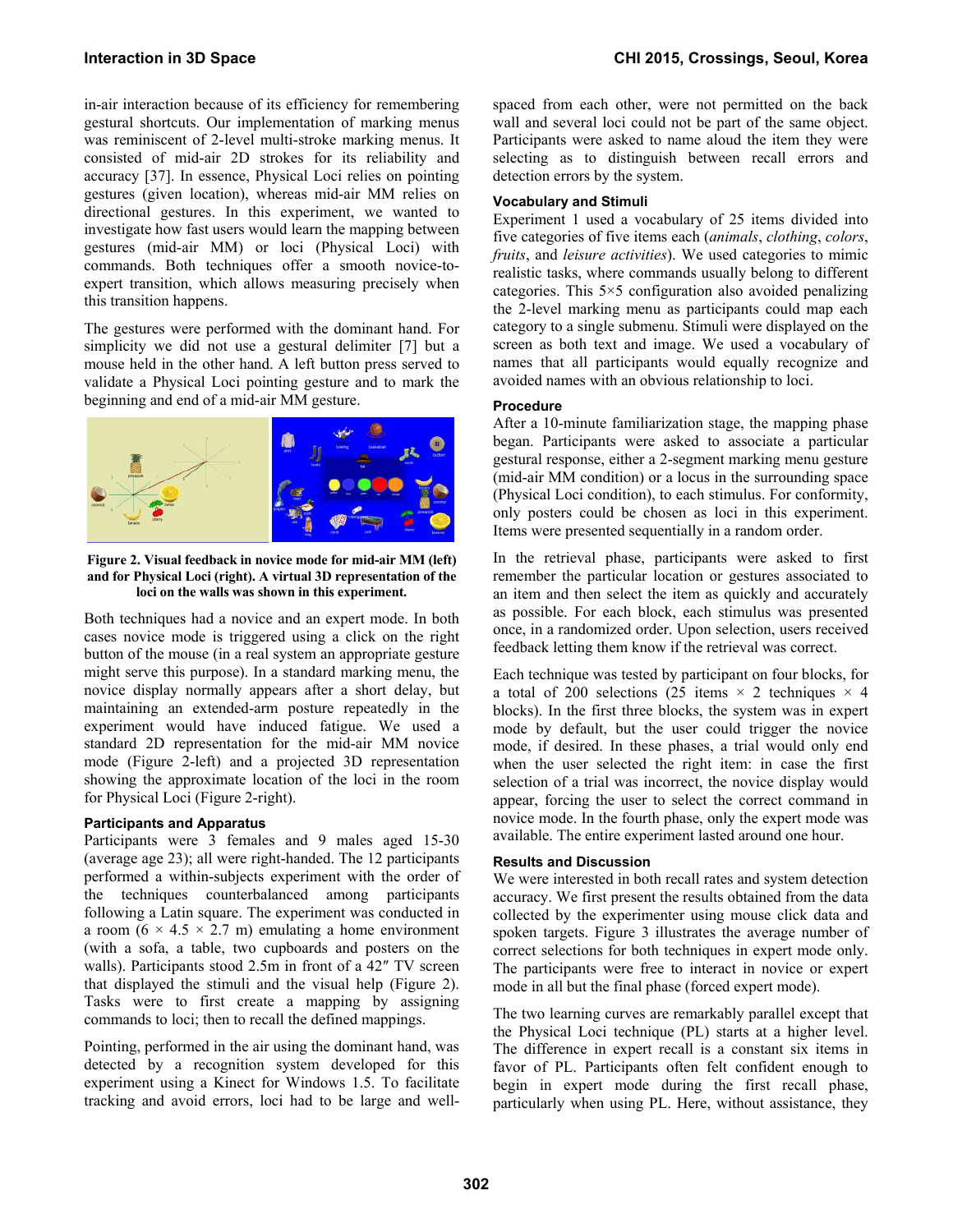in-air interaction because of its efficiency for remembering gestural shortcuts. Our implementation of marking menus was reminiscent of 2-level multi-stroke marking menus. It consisted of mid-air 2D strokes for its reliability and accuracy [37]. In essence, Physical Loci relies on pointing gestures (given location), whereas mid-air MM relies on directional gestures. In this experiment, we wanted to investigate how fast users would learn the mapping between gestures (mid-air MM) or loci (Physical Loci) with commands. Both techniques offer a smooth novice-to-expert transition, which allows measuring precisely when this transition happens.

The gestures were performed with the dominant hand. For simplicity we did not use a gestural delimiter [7] but a mouse held in the other hand. A left button press served to validate a Physical Loci pointing gesture and to mark the beginning and end of a mid-air MM gesture.

**Figure 2. Visual feedback in novice mode for mid-air MM (left) and for Physical Loci (right). A virtual 3D representation of the loci on the walls was shown in this experiment.**

Both techniques had a novice and an expert mode. In both cases novice mode is triggered using a click on the right button of the mouse (in a real system an appropriate gesture might serve this purpose). In a standard marking menu, the novice display normally appears after a short delay, but maintaining an extended-arm posture repeatedly in the experiment would have induced fatigue. We used a standard 2D representation for the mid-air MM novice mode (Figure 2-left) and a projected 3D representation showing the approximate location of the loci in the room for Physical Loci (Figure 2-right).

### Participants and Apparatus

Participants were 3 females and 9 males aged 15-30 (average age 23); all were right-handed. The 12 participants performed a within-subjects experiment with the order of the techniques counterbalanced among participants following a Latin square. The experiment was conducted in a room (6 × 4.5 × 2.7 m) emulating a home environment (with a sofa, a table, two cupboards and posters on the walls). Participants stood 2.5m in front of a 42″ TV screen that displayed the stimuli and the visual help (Figure 2). Tasks were to first create a mapping by assigning commands to loci; then to recall the defined mappings.

Pointing, performed in the air using the dominant hand, was detected by a recognition system developed for this experiment using a Kinect for Windows 1.5. To facilitate tracking and avoid errors, loci had to be large and well-spaced from each other, were not permitted on the back wall and several loci could not be part of the same object. Participants were asked to name aloud the item they were selecting as to distinguish between recall errors and detection errors by the system.

### Vocabulary and Stimuli

Experiment 1 used a vocabulary of 25 items divided into five categories of five items each (*animals*, *clothing*, *colors*, *fruits*, and *leisure activities*). We used categories to mimic realistic tasks, where commands usually belong to different categories. This 5×5 configuration also avoided penalizing the 2-level marking menu as participants could map each category to a single submenu. Stimuli were displayed on the screen as both text and image. We used a vocabulary of names that all participants would equally recognize and avoided names with an obvious relationship to loci.

### Procedure

After a 10-minute familiarization stage, the mapping phase began. Participants were asked to associate a particular gestural response, either a 2-segment marking menu gesture (mid-air MM condition) or a locus in the surrounding space (Physical Loci condition), to each stimulus. For conformity, only posters could be chosen as loci in this experiment. Items were presented sequentially in a random order.

In the retrieval phase, participants were asked to first remember the particular location or gestures associated to an item and then select the item as quickly and accurately as possible. For each block, each stimulus was presented once, in a randomized order. Upon selection, users received feedback letting them know if the retrieval was correct.

Each technique was tested by participant on four blocks, for a total of 200 selections (25 items × 2 techniques × 4 blocks). In the first three blocks, the system was in expert mode by default, but the user could trigger the novice mode, if desired. In these phases, a trial would only end when the user selected the right item: in case the first selection of a trial was incorrect, the novice display would appear, forcing the user to select the correct command in novice mode. In the fourth phase, only the expert mode was available. The entire experiment lasted around one hour.

### Results and Discussion

We were interested in both recall rates and system detection accuracy. We first present the results obtained from the data collected by the experimenter using mouse click data and spoken targets. Figure 3 illustrates the average number of correct selections for both techniques in expert mode only. The participants were free to interact in novice or expert mode in all but the final phase (forced expert mode).

The two learning curves are remarkably parallel except that the Physical Loci technique (PL) starts at a higher level. The difference in expert recall is a constant six items in favor of PL. Participants often felt confident enough to begin in expert mode during the first recall phase, particularly when using PL. Here, without assistance, they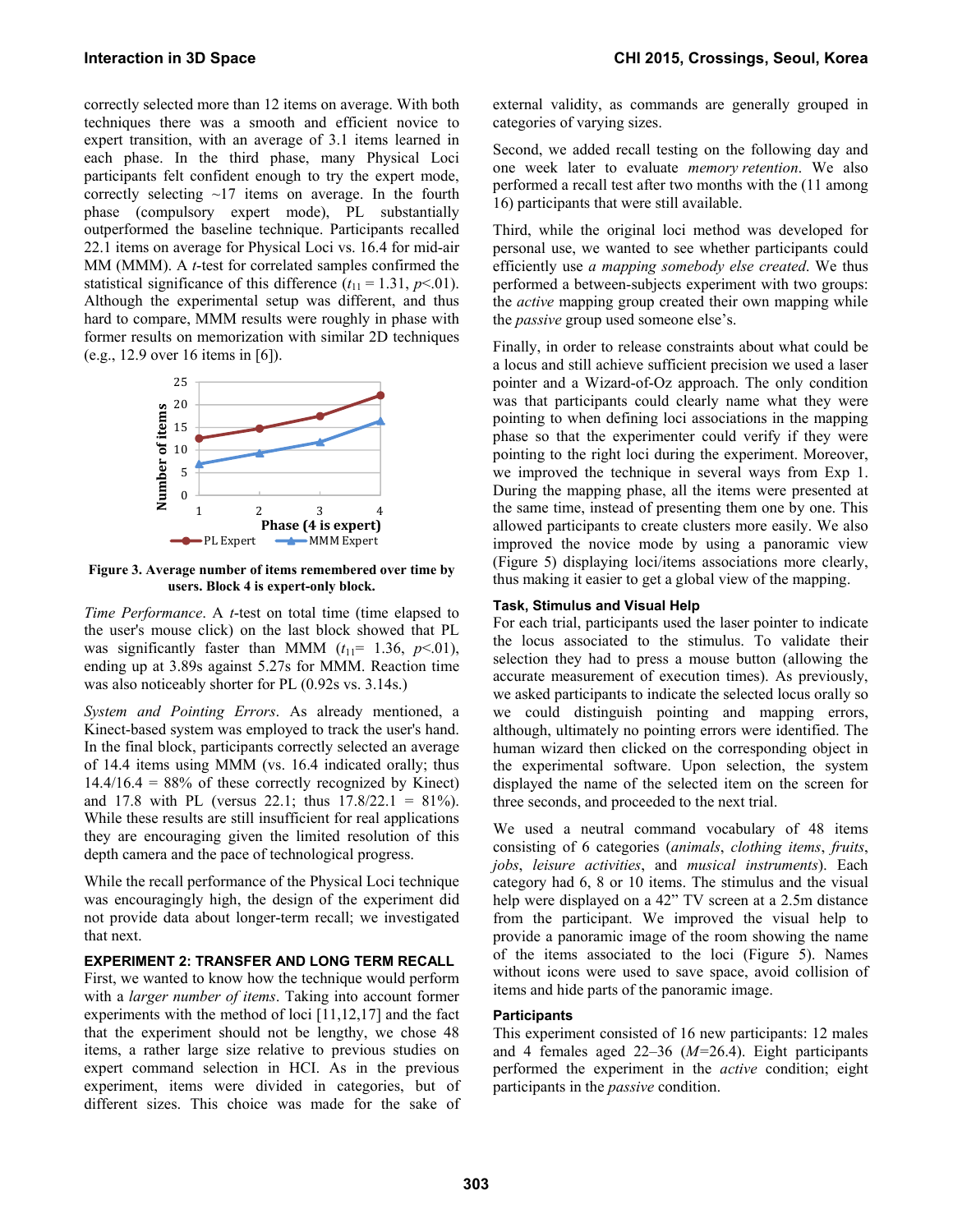correctly selected more than 12 items on average. With both techniques there was a smooth and efficient novice to expert transition, with an average of 3.1 items learned in each phase. In the third phase, many Physical Loci participants felt confident enough to try the expert mode, correctly selecting ~17 items on average. In the fourth phase (compulsory expert mode), PL substantially outperformed the baseline technique. Participants recalled 22.1 items on average for Physical Loci vs. 16.4 for mid-air MM (MMM). A *t*-test for correlated samples confirmed the statistical significance of this difference ($t_{11}$ = 1.31, $p$<.01). Although the experimental setup was different, and thus hard to compare, MMM results were roughly in phase with former results on memorization with similar 2D techniques (e.g., 12.9 over 16 items in [6]).

**Figure 3. Average number of items remembered over time by users. Block 4 is expert-only block.**

*Time Performance*. A *t*-test on total time (time elapsed to the user's mouse click) on the last block showed that PL was significantly faster than MMM ($t_{11}$= 1.36, $p$<.01), ending up at 3.89s against 5.27s for MMM. Reaction time was also noticeably shorter for PL (0.92s vs. 3.14s.)

*System and Pointing Errors*. As already mentioned, a Kinect-based system was employed to track the user's hand. In the final block, participants correctly selected an average of 14.4 items using MMM (vs. 16.4 indicated orally; thus 14.4/16.4 = 88% of these correctly recognized by Kinect) and 17.8 with PL (versus 22.1; thus 17.8/22.1 = 81%). While these results are still insufficient for real applications they are encouraging given the limited resolution of this depth camera and the pace of technological progress.

While the recall performance of the Physical Loci technique was encouragingly high, the design of the experiment did not provide data about longer-term recall; we investigated that next.

## EXPERIMENT 2: TRANSFER AND LONG TERM RECALL

First, we wanted to know how the technique would perform with a *larger number of items*. Taking into account former experiments with the method of loci [11,12,17] and the fact that the experiment should not be lengthy, we chose 48 items, a rather large size relative to previous studies on expert command selection in HCI. As in the previous experiment, items were divided in categories, but of different sizes. This choice was made for the sake of external validity, as commands are generally grouped in categories of varying sizes.

Second, we added recall testing on the following day and one week later to evaluate *memory retention*. We also performed a recall test after two months with the (11 among 16) participants that were still available.

Third, while the original loci method was developed for personal use, we wanted to see whether participants could efficiently use *a mapping somebody else created*. We thus performed a between-subjects experiment with two groups: the *active* mapping group created their own mapping while the *passive* group used someone else's.

Finally, in order to release constraints about what could be a locus and still achieve sufficient precision we used a laser pointer and a Wizard-of-Oz approach. The only condition was that participants could clearly name what they were pointing to when defining loci associations in the mapping phase so that the experimenter could verify if they were pointing to the right loci during the experiment. Moreover, we improved the technique in several ways from Exp 1. During the mapping phase, all the items were presented at the same time, instead of presenting them one by one. This allowed participants to create clusters more easily. We also improved the novice mode by using a panoramic view (Figure 5) displaying loci/items associations more clearly, thus making it easier to get a global view of the mapping.

### Task, Stimulus and Visual Help

For each trial, participants used the laser pointer to indicate the locus associated to the stimulus. To validate their selection they had to press a mouse button (allowing the accurate measurement of execution times). As previously, we asked participants to indicate the selected locus orally so we could distinguish pointing and mapping errors, although, ultimately no pointing errors were identified. The human wizard then clicked on the corresponding object in the experimental software. Upon selection, the system displayed the name of the selected item on the screen for three seconds, and proceeded to the next trial.

We used a neutral command vocabulary of 48 items consisting of 6 categories (*animals*, *clothing items*, *fruits*, *jobs*, *leisure activities*, and *musical instruments*). Each category had 6, 8 or 10 items. The stimulus and the visual help were displayed on a 42" TV screen at a 2.5m distance from the participant. We improved the visual help to provide a panoramic image of the room showing the name of the items associated to the loci (Figure 5). Names without icons were used to save space, avoid collision of items and hide parts of the panoramic image.

### Participants

This experiment consisted of 16 new participants: 12 males and 4 females aged 22–36 ($M$=26.4). Eight participants performed the experiment in the *active* condition; eight participants in the *passive* condition.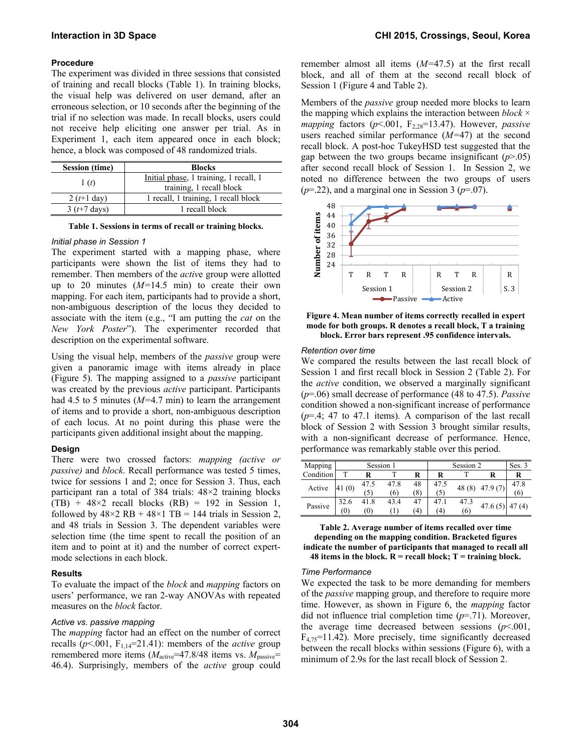### Procedure

The experiment was divided in three sessions that consisted of training and recall blocks (Table 1). In training blocks, the visual help was delivered on user demand, after an erroneous selection, or 10 seconds after the beginning of the trial if no selection was made. In recall blocks, users could not receive help eliciting one answer per trial. As in Experiment 1, each item appeared once in each block; hence, a block was composed of 48 randomized trials.

| Session (time) | Blocks |
|---|---|
| 1 (*t*) | Initial phase, 1 training, 1 recall, 1 training, 1 recall block |
| 2 (*t*+1 day) | 1 recall, 1 training, 1 recall block |
| 3 (*t*+7 days) | 1 recall block |

**Table 1. Sessions in terms of recall or training blocks.**

*Initial phase in Session 1*

The experiment started with a mapping phase, where participants were shown the list of items they had to remember. Then members of the *active* group were allotted up to 20 minutes (*M*=14.5 min) to create their own mapping. For each item, participants had to provide a short, non-ambiguous description of the locus they decided to associate with the item (e.g., "I am putting the *cat* on the *New York Poster*"). The experimenter recorded that description on the experimental software.

Using the visual help, members of the *passive* group were given a panoramic image with items already in place (Figure 5). The mapping assigned to a *passive* participant was created by the previous *active* participant. Participants had 4.5 to 5 minutes (*M*=4.7 min) to learn the arrangement of items and to provide a short, non-ambiguous description of each locus. At no point during this phase were the participants given additional insight about the mapping.

### Design

There were two crossed factors: *mapping (active or passive)* and *block*. Recall performance was tested 5 times, twice for sessions 1 and 2; once for Session 3. Thus, each participant ran a total of 384 trials: 48×2 training blocks (TB) + 48×2 recall blocks (RB) = 192 in Session 1, followed by 48×2 RB + 48×1 TB = 144 trials in Session 2, and 48 trials in Session 3. The dependent variables were selection time (the time spent to recall the position of an item and to point at it) and the number of correct expert-mode selections in each block.

### Results

To evaluate the impact of the *block* and *mapping* factors on users' performance, we ran 2-way ANOVAs with repeated measures on the *block* factor.

*Active vs. passive mapping*

The *mapping* factor had an effect on the number of correct recalls ($p$<.001, $F_{1,14}$=21.41): members of the *active* group remembered more items ($M_{active}$=47.8/48 items vs. $M_{passive}$= 46.4). Surprisingly, members of the *active* group could remember almost all items (*M*=47.5) at the first recall block, and all of them at the second recall block of Session 1 (Figure 4 and Table 2).

Members of the *passive* group needed more blocks to learn the mapping which explains the interaction between *block × mapping* factors ($p$<.001, $F_{2,28}$=13.47). However, *passive* users reached similar performance (*M*=47) at the second recall block. A post-hoc TukeyHSD test suggested that the gap between the two groups became insignificant ($p$>.05) after second recall block of Session 1. In Session 2, we noted no difference between the two groups of users ($p$=.22), and a marginal one in Session 3 ($p$=.07).

**Figure 4. Mean number of items correctly recalled in expert mode for both groups. R denotes a recall block, T a training block. Error bars represent .95 confidence intervals.**

*Retention over time*

We compared the results between the last recall block of Session 1 and first recall block in Session 2 (Table 2). For the *active* condition, we observed a marginally significant ($p$=.06) small decrease of performance (48 to 47.5). *Passive* condition showed a non-significant increase of performance ($p$=.4; 47 to 47.1 items). A comparison of the last recall block of Session 2 with Session 3 brought similar results, with a non-significant decrease of performance. Hence, performance was remarkably stable over this period.

| Mapping Condition | Session 1 | | | | Session 2 | | | Ses. 3 |
|---|---|---|---|---|---|---|---|---|
| | T | **R** | T | **R** | **R** | T | **R** | **R** |
| Active | 41 (0) | 47.5 (5) | 47.8 (6) | 48 (8) | 47.5 (5) | 48 (8) | 47.9 (7) | 47.8 (6) |
| Passive | 32.6 (0) | 41.8 (0) | 43.4 (1) | 47 (4) | 47.1 (4) | 47.3 (6) | 47.6 (5) | 47 (4) |

**Table 2. Average number of items recalled over time depending on the mapping condition. Bracketed figures indicate the number of participants that managed to recall all 48 items in the block. R = recall block; T = training block.**

*Time Performance*

We expected the task to be more demanding for members of the *passive* mapping group, and therefore to require more time. However, as shown in Figure 6, the *mapping* factor did not influence trial completion time ($p$=.71). Moreover, the average time decreased between sessions ($p$<.001, $F_{4,75}$=11.42). More precisely, time significantly decreased between the recall blocks within sessions (Figure 6), with a minimum of 2.9s for the last recall block of Session 2.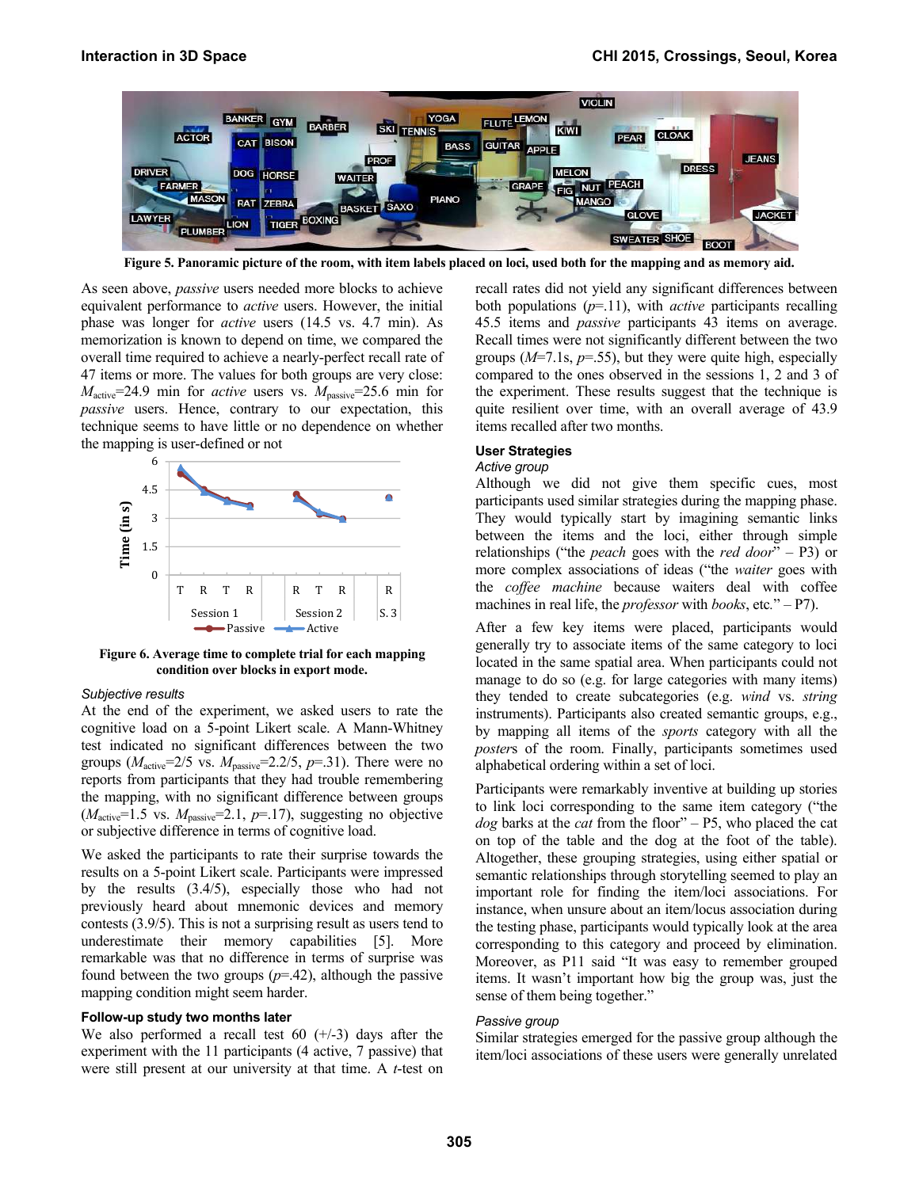Figure 5. Panoramic picture of the room, with item labels placed on loci, used both for the mapping and as memory aid.

As seen above, *passive* users needed more blocks to achieve equivalent performance to *active* users. However, the initial phase was longer for *active* users (14.5 vs. 4.7 min). As memorization is known to depend on time, we compared the overall time required to achieve a nearly-perfect recall rate of 47 items or more. The values for both groups are very close: $M_{active}$=24.9 min for *active* users vs. $M_{passive}$=25.6 min for *passive* users. Hence, contrary to our expectation, this technique seems to have little or no dependence on whether the mapping is user-defined or not

Figure 6. Average time to complete trial for each mapping condition over blocks in export mode.

### Subjective results

At the end of the experiment, we asked users to rate the cognitive load on a 5-point Likert scale. A Mann-Whitney test indicated no significant differences between the two groups ($M_{active}$=2/5 vs. $M_{passive}$=2.2/5, $p$=.31). There were no reports from participants that they had trouble remembering the mapping, with no significant difference between groups ($M_{active}$=1.5 vs. $M_{passive}$=2.1, $p$=.17), suggesting no objective or subjective difference in terms of cognitive load.

We asked the participants to rate their surprise towards the results on a 5-point Likert scale. Participants were impressed by the results (3.4/5), especially those who had not previously heard about mnemonic devices and memory contests (3.9/5). This is not a surprising result as users tend to underestimate their memory capabilities [5]. More remarkable was that no difference in terms of surprise was found between the two groups ($p$=.42), although the passive mapping condition might seem harder.

### Follow-up study two months later

We also performed a recall test 60 (+/-3) days after the experiment with the 11 participants (4 active, 7 passive) that were still present at our university at that time. A $t$-test on recall rates did not yield any significant differences between both populations ($p$=.11), with *active* participants recalling 45.5 items and *passive* participants 43 items on average. Recall times were not significantly different between the two groups ($M$=7.1s, $p$=.55), but they were quite high, especially compared to the ones observed in the sessions 1, 2 and 3 of the experiment. These results suggest that the technique is quite resilient over time, with an overall average of 43.9 items recalled after two months.

## User Strategies

### Active group

Although we did not give them specific cues, most participants used similar strategies during the mapping phase. They would typically start by imagining semantic links between the items and the loci, either through simple relationships ("the *peach* goes with the *red door*" – P3) or more complex associations of ideas ("the *waiter* goes with the *coffee machine* because waiters deal with coffee machines in real life, the *professor* with *books*, etc." – P7).

After a few key items were placed, participants would generally try to associate items of the same category to loci located in the same spatial area. When participants could not manage to do so (e.g. for large categories with many items) they tended to create subcategories (e.g. *wind* vs. *string* instruments). Participants also created semantic groups, e.g., by mapping all items of the *sports* category with all the *poster*s of the room. Finally, participants sometimes used alphabetical ordering within a set of loci.

Participants were remarkably inventive at building up stories to link loci corresponding to the same item category ("the *dog* barks at the *cat* from the floor" – P5, who placed the cat on top of the table and the dog at the foot of the table). Altogether, these grouping strategies, using either spatial or semantic relationships through storytelling seemed to play an important role for finding the item/loci associations. For instance, when unsure about an item/locus association during the testing phase, participants would typically look at the area corresponding to this category and proceed by elimination. Moreover, as P11 said "It was easy to remember grouped items. It wasn't important how big the group was, just the sense of them being together."

### Passive group

Similar strategies emerged for the passive group although the item/loci associations of these users were generally unrelated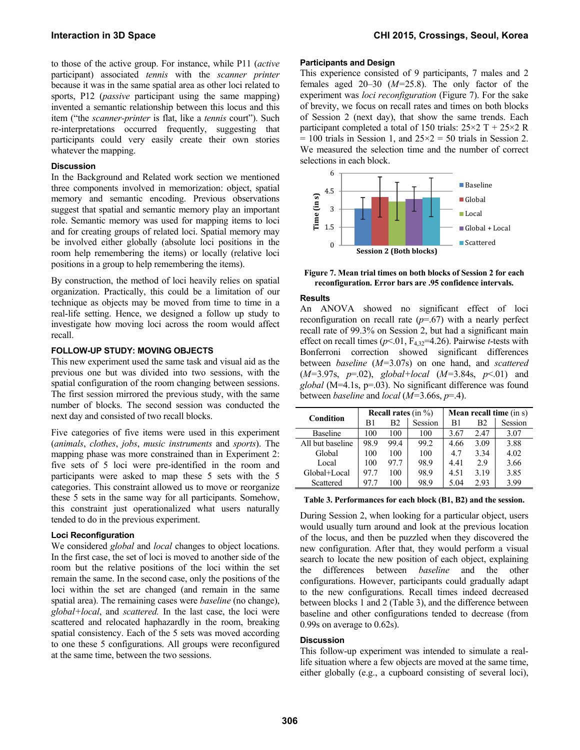to those of the active group. For instance, while P11 (*active* participant) associated *tennis* with the *scanner printer* because it was in the same spatial area as other loci related to sports, P12 (*passive* participant using the same mapping) invented a semantic relationship between this locus and this item ("the *scanner-printer* is flat, like a *tennis* court"). Such re-interpretations occurred frequently, suggesting that participants could very easily create their own stories whatever the mapping.

### Discussion

In the Background and Related work section we mentioned three components involved in memorization: object, spatial memory and semantic encoding. Previous observations suggest that spatial and semantic memory play an important role. Semantic memory was used for mapping items to loci and for creating groups of related loci. Spatial memory may be involved either globally (absolute loci positions in the room help remembering the items) or locally (relative loci positions in a group to help remembering the items).

By construction, the method of loci heavily relies on spatial organization. Practically, this could be a limitation of our technique as objects may be moved from time to time in a real-life setting. Hence, we designed a follow up study to investigate how moving loci across the room would affect recall.

## FOLLOW-UP STUDY: MOVING OBJECTS

This new experiment used the same task and visual aid as the previous one but was divided into two sessions, with the spatial configuration of the room changing between sessions. The first session mirrored the previous study, with the same number of blocks. The second session was conducted the next day and consisted of two recall blocks.

Five categories of five items were used in this experiment (*animals*, *clothes*, *jobs*, *music instruments* and *sports*). The mapping phase was more constrained than in Experiment 2: five sets of 5 loci were pre-identified in the room and participants were asked to map these 5 sets with the 5 categories. This constraint allowed us to move or reorganize these 5 sets in the same way for all participants. Somehow, this constraint just operationalized what users naturally tended to do in the previous experiment.

### Loci Reconfiguration

We considered *global* and *local* changes to object locations. In the first case, the set of loci is moved to another side of the room but the relative positions of the loci within the set remain the same. In the second case, only the positions of the loci within the set are changed (and remain in the same spatial area). The remaining cases were *baseline* (no change), *global+local*, and *scattered.* In the last case, the loci were scattered and relocated haphazardly in the room, breaking spatial consistency. Each of the 5 sets was moved according to one these 5 configurations. All groups were reconfigured at the same time, between the two sessions.

### Participants and Design

This experience consisted of 9 participants, 7 males and 2 females aged 20–30 ($M$=25.8). The only factor of the experiment was *loci reconfiguration* (Figure 7). For the sake of brevity, we focus on recall rates and times on both blocks of Session 2 (next day), that show the same trends. Each participant completed a total of 150 trials: 25×2 T + 25×2 R = 100 trials in Session 1, and 25×2 = 50 trials in Session 2. We measured the selection time and the number of correct selections in each block.

**Figure 7. Mean trial times on both blocks of Session 2 for each reconfiguration. Error bars are .95 confidence intervals.**

### Results

An ANOVA showed no significant effect of loci reconfiguration on recall rate ($p$=.67) with a nearly perfect recall rate of 99.3% on Session 2, but had a significant main effect on recall times ($p$<.01, $F_{4,32}$=4.26). Pairwise $t$-tests with Bonferroni correction showed significant differences between *baseline* ($M$=3.07s) on one hand, and *scattered* ($M$=3.97s, $p$=.02), *global+local* ($M$=3.84s, $p$<.01) and *global* (M=4.1s, p=.03). No significant difference was found between *baseline* and *local* ($M$=3.66s, $p$=.4).

| Condition | Recall rates (in %) | | | Mean recall time (in s) | | |
|---|---|---|---|---|---|---|
| | B1 | B2 | Session | B1 | B2 | Session |
| Baseline | 100 | 100 | 100 | 3.67 | 2.47 | 3.07 |
| All but baseline | 98.9 | 99.4 | 99.2 | 4.66 | 3.09 | 3.88 |
| Global | 100 | 100 | 100 | 4.7 | 3.34 | 4.02 |
| Local | 100 | 97.7 | 98.9 | 4.41 | 2.9 | 3.66 |
| Global+Local | 97.7 | 100 | 98.9 | 4.51 | 3.19 | 3.85 |
| Scattered | 97.7 | 100 | 98.9 | 5.04 | 2.93 | 3.99 |

**Table 3. Performances for each block (B1, B2) and the session.**

During Session 2, when looking for a particular object, users would usually turn around and look at the previous location of the locus, and then be puzzled when they discovered the new configuration. After that, they would perform a visual search to locate the new position of each object, explaining the differences between *baseline* and the other configurations. However, participants could gradually adapt to the new configurations. Recall times indeed decreased between blocks 1 and 2 (Table 3), and the difference between baseline and other configurations tended to decrease (from 0.99s on average to 0.62s).

### Discussion

This follow-up experiment was intended to simulate a real-life situation where a few objects are moved at the same time, either globally (e.g., a cupboard consisting of several loci),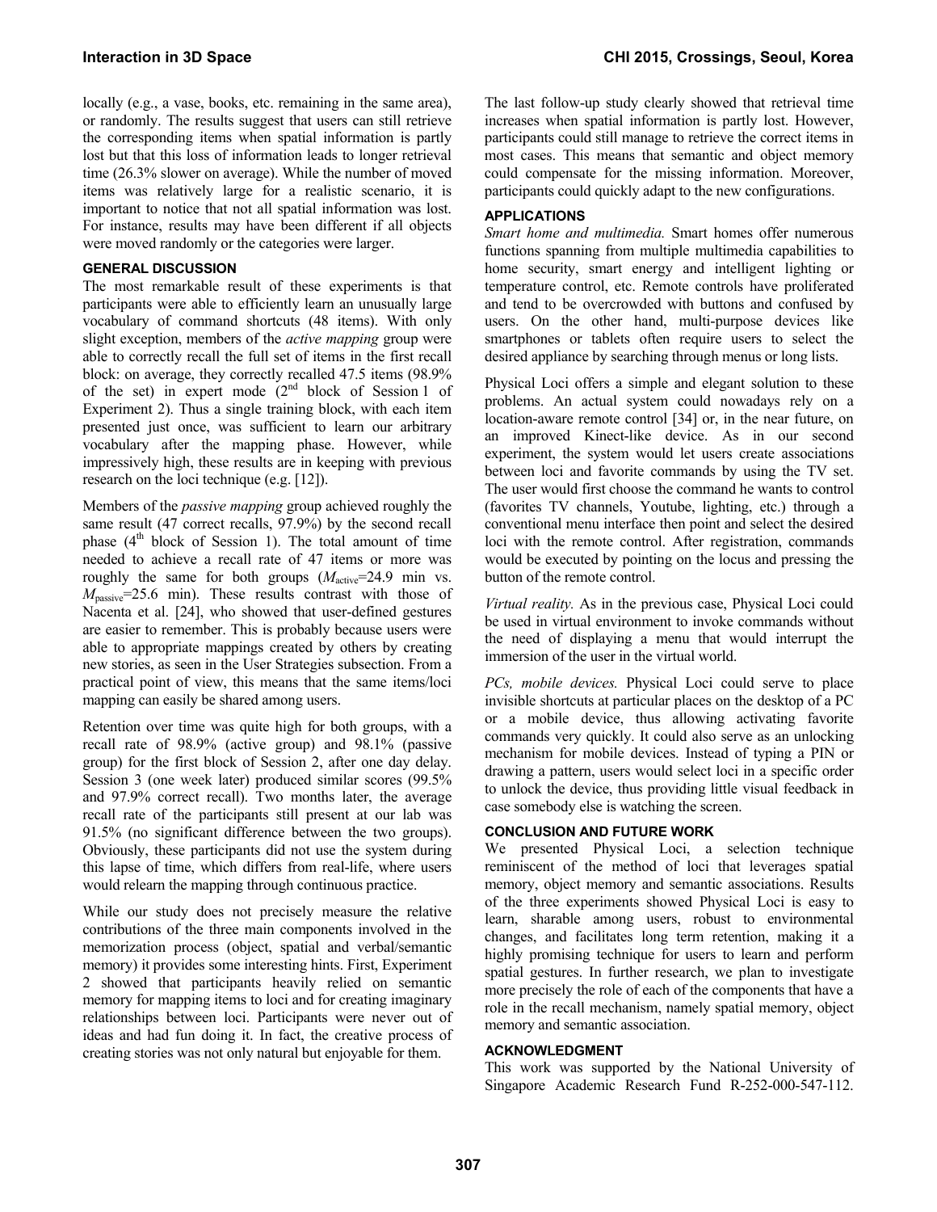locally (e.g., a vase, books, etc. remaining in the same area), or randomly. The results suggest that users can still retrieve the corresponding items when spatial information is partly lost but that this loss of information leads to longer retrieval time (26.3% slower on average). While the number of moved items was relatively large for a realistic scenario, it is important to notice that not all spatial information was lost. For instance, results may have been different if all objects were moved randomly or the categories were larger.

## GENERAL DISCUSSION

The most remarkable result of these experiments is that participants were able to efficiently learn an unusually large vocabulary of command shortcuts (48 items). With only slight exception, members of the *active mapping* group were able to correctly recall the full set of items in the first recall block: on average, they correctly recalled 47.5 items (98.9% of the set) in expert mode (2nd block of Session 1 of Experiment 2). Thus a single training block, with each item presented just once, was sufficient to learn our arbitrary vocabulary after the mapping phase. However, while impressively high, these results are in keeping with previous research on the loci technique (e.g. [12]).

Members of the *passive mapping* group achieved roughly the same result (47 correct recalls, 97.9%) by the second recall phase (4th block of Session 1). The total amount of time needed to achieve a recall rate of 47 items or more was roughly the same for both groups ($M_{active}$=24.9 min vs. $M_{passive}$=25.6 min). These results contrast with those of Nacenta et al. [24], who showed that user-defined gestures are easier to remember. This is probably because users were able to appropriate mappings created by others by creating new stories, as seen in the User Strategies subsection. From a practical point of view, this means that the same items/loci mapping can easily be shared among users.

Retention over time was quite high for both groups, with a recall rate of 98.9% (active group) and 98.1% (passive group) for the first block of Session 2, after one day delay. Session 3 (one week later) produced similar scores (99.5% and 97.9% correct recall). Two months later, the average recall rate of the participants still present at our lab was 91.5% (no significant difference between the two groups). Obviously, these participants did not use the system during this lapse of time, which differs from real-life, where users would relearn the mapping through continuous practice.

While our study does not precisely measure the relative contributions of the three main components involved in the memorization process (object, spatial and verbal/semantic memory) it provides some interesting hints. First, Experiment 2 showed that participants heavily relied on semantic memory for mapping items to loci and for creating imaginary relationships between loci. Participants were never out of ideas and had fun doing it. In fact, the creative process of creating stories was not only natural but enjoyable for them.

The last follow-up study clearly showed that retrieval time increases when spatial information is partly lost. However, participants could still manage to retrieve the correct items in most cases. This means that semantic and object memory could compensate for the missing information. Moreover, participants could quickly adapt to the new configurations.

## APPLICATIONS

*Smart home and multimedia.* Smart homes offer numerous functions spanning from multiple multimedia capabilities to home security, smart energy and intelligent lighting or temperature control, etc. Remote controls have proliferated and tend to be overcrowded with buttons and confused by users. On the other hand, multi-purpose devices like smartphones or tablets often require users to select the desired appliance by searching through menus or long lists.

Physical Loci offers a simple and elegant solution to these problems. An actual system could nowadays rely on a location-aware remote control [34] or, in the near future, on an improved Kinect-like device. As in our second experiment, the system would let users create associations between loci and favorite commands by using the TV set. The user would first choose the command he wants to control (favorites TV channels, Youtube, lighting, etc.) through a conventional menu interface then point and select the desired loci with the remote control. After registration, commands would be executed by pointing on the locus and pressing the button of the remote control.

*Virtual reality.* As in the previous case, Physical Loci could be used in virtual environment to invoke commands without the need of displaying a menu that would interrupt the immersion of the user in the virtual world.

*PCs, mobile devices.* Physical Loci could serve to place invisible shortcuts at particular places on the desktop of a PC or a mobile device, thus allowing activating favorite commands very quickly. It could also serve as an unlocking mechanism for mobile devices. Instead of typing a PIN or drawing a pattern, users would select loci in a specific order to unlock the device, thus providing little visual feedback in case somebody else is watching the screen.

## CONCLUSION AND FUTURE WORK

We presented Physical Loci, a selection technique reminiscent of the method of loci that leverages spatial memory, object memory and semantic associations. Results of the three experiments showed Physical Loci is easy to learn, sharable among users, robust to environmental changes, and facilitates long term retention, making it a highly promising technique for users to learn and perform spatial gestures. In further research, we plan to investigate more precisely the role of each of the components that have a role in the recall mechanism, namely spatial memory, object memory and semantic association.

## ACKNOWLEDGMENT

This work was supported by the National University of Singapore Academic Research Fund R-252-000-547-112.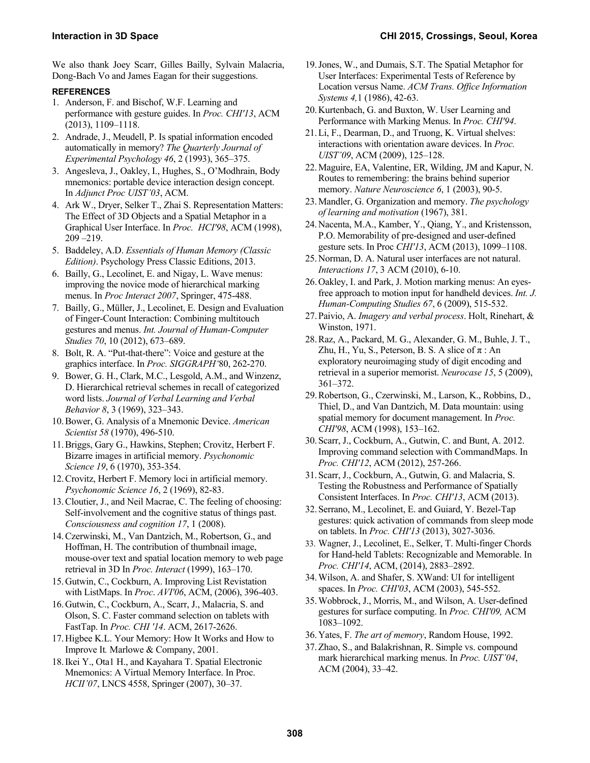We also thank Joey Scarr, Gilles Bailly, Sylvain Malacria, Dong-Bach Vo and James Eagan for their suggestions.

## REFERENCES

1. Anderson, F. and Bischof, W.F. Learning and performance with gesture guides. In *Proc. CHI'13*, ACM (2013), 1109–1118.
2. Andrade, J., Meudell, P. Is spatial information encoded automatically in memory? *The Quarterly Journal of Experimental Psychology 46*, 2 (1993), 365–375.
3. Angesleva, J., Oakley, I., Hughes, S., O'Modhrain, Body mnemonics: portable device interaction design concept. In *Adjunct Proc UIST'03*, ACM.
4. Ark W., Dryer, Selker T., Zhai S. Representation Matters: The Effect of 3D Objects and a Spatial Metaphor in a Graphical User Interface. In *Proc. HCI'98*, ACM (1998), 209 –219.
5. Baddeley, A.D. *Essentials of Human Memory (Classic Edition)*. Psychology Press Classic Editions, 2013.
6. Bailly, G., Lecolinet, E. and Nigay, L. Wave menus: improving the novice mode of hierarchical marking menus. In *Proc Interact 2007*, Springer, 475-488.
7. Bailly, G., Müller, J., Lecolinet, E. Design and Evaluation of Finger-Count Interaction: Combining multitouch gestures and menus. *Int. Journal of Human-Computer Studies 70*, 10 (2012), 673–689.
8. Bolt, R. A. "Put-that-there": Voice and gesture at the graphics interface. In *Proc. SIGGRAPH'*80, 262-270.
9. Bower, G. H., Clark, M.C., Lesgold, A.M., and Winzenz, D. Hierarchical retrieval schemes in recall of categorized word lists. *Journal of Verbal Learning and Verbal Behavior 8*, 3 (1969), 323–343.
10. Bower, G. Analysis of a Mnemonic Device. *American Scientist 58* (1970), 496-510.
11. Briggs, Gary G., Hawkins, Stephen; Crovitz, Herbert F. Bizarre images in artificial memory. *Psychonomic Science 19*, 6 (1970), 353-354.
12. Crovitz, Herbert F. Memory loci in artificial memory. *Psychonomic Science 16*, 2 (1969), 82-83.
13. Cloutier, J., and Neil Macrae, C. The feeling of choosing: Self-involvement and the cognitive status of things past. *Consciousness and cognition 17*, 1 (2008).
14. Czerwinski, M., Van Dantzich, M., Robertson, G., and Hoffman, H. The contribution of thumbnail image, mouse-over text and spatial location memory to web page retrieval in 3D In *Proc. Interact* (1999), 163–170.
15. Gutwin, C., Cockburn, A. Improving List Revistation with ListMaps. In *Proc*. *AVI'06*, ACM, (2006), 396-403.
16. Gutwin, C., Cockburn, A., Scarr, J., Malacria, S. and Olson, S. C. Faster command selection on tablets with FastTap. In *Proc. CHI '14*. ACM, 2617-2626.
17. Higbee K.L. Your Memory: How It Works and How to Improve It*.* Marlowe & Company, 2001.
18. Ikei Y., Ota1 H., and Kayahara T. Spatial Electronic Mnemonics: A Virtual Memory Interface. In Proc. *HCII'07*, LNCS 4558, Springer (2007), 30–37.
19. Jones, W., and Dumais, S.T. The Spatial Metaphor for User Interfaces: Experimental Tests of Reference by Location versus Name. *ACM Trans. Office Information Systems 4,*1 (1986), 42-63.
20. Kurtenbach, G. and Buxton, W. User Learning and Performance with Marking Menus. In *Proc. CHI'94*.
21. Li, F., Dearman, D., and Truong, K. Virtual shelves: interactions with orientation aware devices. In *Proc. UIST'09*, ACM (2009), 125–128.
22. Maguire, EA, Valentine, ER, Wilding, JM and Kapur, N. Routes to remembering: the brains behind superior memory. *Nature Neuroscience 6*, 1 (2003), 90-5.
23. Mandler, G. Organization and memory. *The psychology of learning and motivation* (1967), 381.
24. Nacenta, M.A., Kamber, Y., Qiang, Y., and Kristensson, P.O. Memorability of pre-designed and user-defined gesture sets. In Proc *CHI'13*, ACM (2013), 1099–1108.
25. Norman, D. A. Natural user interfaces are not natural. *Interactions 17*, 3 ACM (2010), 6-10.
26. Oakley, I. and Park, J. Motion marking menus: An eyes-free approach to motion input for handheld devices. *Int. J. Human-Computing Studies 67*, 6 (2009), 515-532.
27. Paivio, A. *Imagery and verbal process*. Holt, Rinehart, & Winston, 1971.
28. Raz, A., Packard, M. G., Alexander, G. M., Buhle, J. T., Zhu, H., Yu, S., Peterson, B. S. A slice of π : An exploratory neuroimaging study of digit encoding and retrieval in a superior memorist. *Neurocase 15*, 5 (2009), 361–372.
29. Robertson, G., Czerwinski, M., Larson, K., Robbins, D., Thiel, D., and Van Dantzich, M. Data mountain: using spatial memory for document management. In *Proc. CHI'98*, ACM (1998), 153–162.
30. Scarr, J., Cockburn, A., Gutwin, C. and Bunt, A. 2012. Improving command selection with CommandMaps. In *Proc. CHI'12*, ACM (2012), 257-266.
31. Scarr, J., Cockburn, A., Gutwin, G. and Malacria, S. Testing the Robustness and Performance of Spatially Consistent Interfaces. In *Proc. CHI'13*, ACM (2013).
32. Serrano, M., Lecolinet, E. and Guiard, Y. Bezel-Tap gestures: quick activation of commands from sleep mode on tablets. In *Proc. CHI'13* (2013), 3027-3036.
33. Wagner, J., Lecolinet, E., Selker, T. Multi-finger Chords for Hand-held Tablets: Recognizable and Memorable. In *Proc. CHI'14*, ACM, (2014), 2883–2892.
34. Wilson, A. and Shafer, S. XWand: UI for intelligent spaces. In *Proc. CHI'03*, ACM (2003), 545-552.
35. Wobbrock, J., Morris, M., and Wilson, A. User-defined gestures for surface computing. In *Proc. CHI'09,* ACM 1083–1092.
36. Yates, F. *The art of memory*, Random House, 1992.
37. Zhao, S., and Balakrishnan, R. Simple vs. compound mark hierarchical marking menus. In *Proc. UIST'04*, ACM (2004), 33–42.